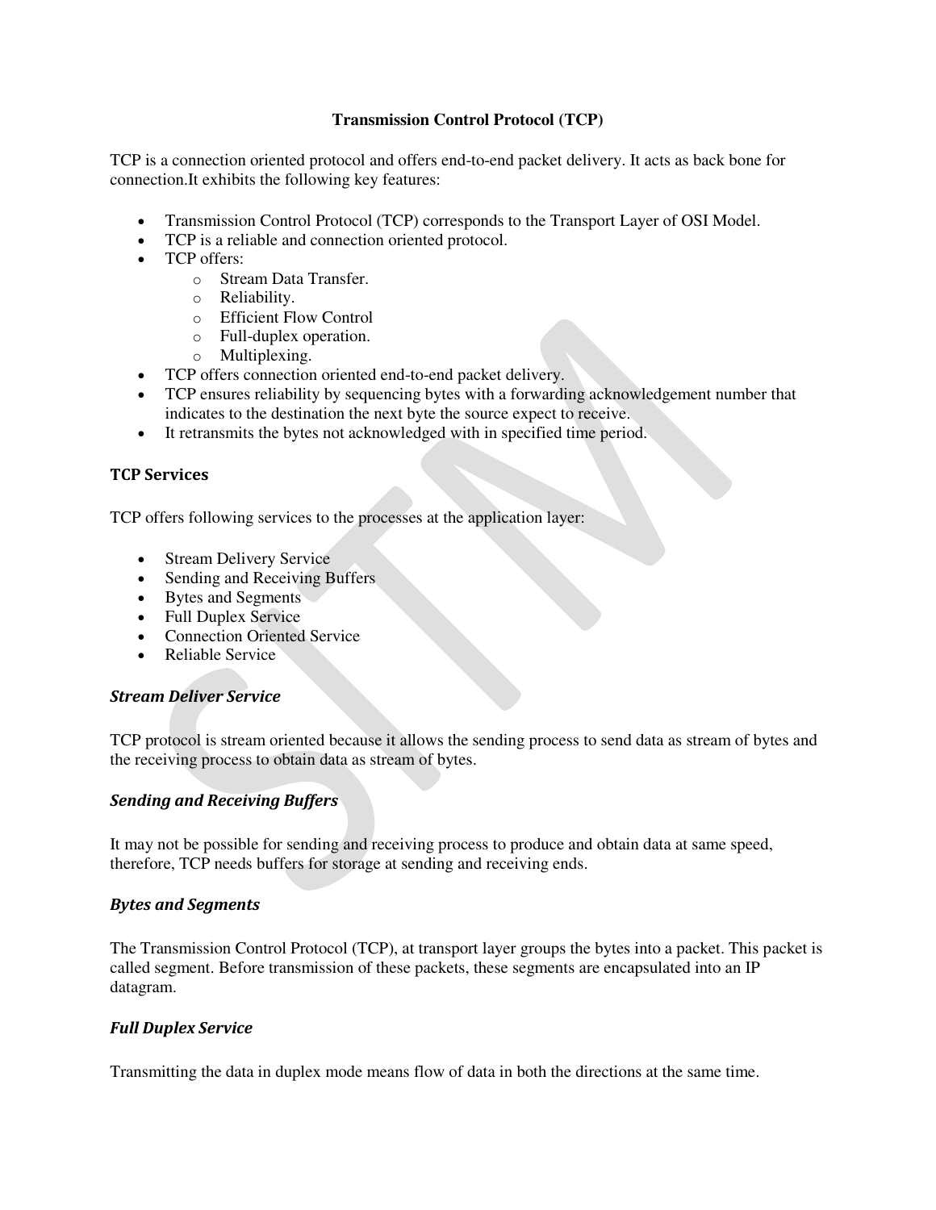# Transmission Control Protocol (TCP)

TCP is a connection oriented protocol and offers end-to-end packet delivery. It acts as back bone for connection.It exhibits the following key features:

- Transmission Control Protocol (TCP) corresponds to the Transport Layer of OSI Model.
- TCP is a reliable and connection oriented protocol.
- TCP offers:
  - Stream Data Transfer.
  - Reliability.
  - Efficient Flow Control
  - Full-duplex operation.
  - Multiplexing.
- TCP offers connection oriented end-to-end packet delivery.
- TCP ensures reliability by sequencing bytes with a forwarding acknowledgement number that indicates to the destination the next byte the source expect to receive.
- It retransmits the bytes not acknowledged with in specified time period.

## TCP Services

TCP offers following services to the processes at the application layer:

- Stream Delivery Service
- Sending and Receiving Buffers
- Bytes and Segments
- Full Duplex Service
- Connection Oriented Service
- Reliable Service

### *Stream Deliver Service*

TCP protocol is stream oriented because it allows the sending process to send data as stream of bytes and the receiving process to obtain data as stream of bytes.

### *Sending and Receiving Buffers*

It may not be possible for sending and receiving process to produce and obtain data at same speed, therefore, TCP needs buffers for storage at sending and receiving ends.

### *Bytes and Segments*

The Transmission Control Protocol (TCP), at transport layer groups the bytes into a packet. This packet is called segment. Before transmission of these packets, these segments are encapsulated into an IP datagram.

### *Full Duplex Service*

Transmitting the data in duplex mode means flow of data in both the directions at the same time.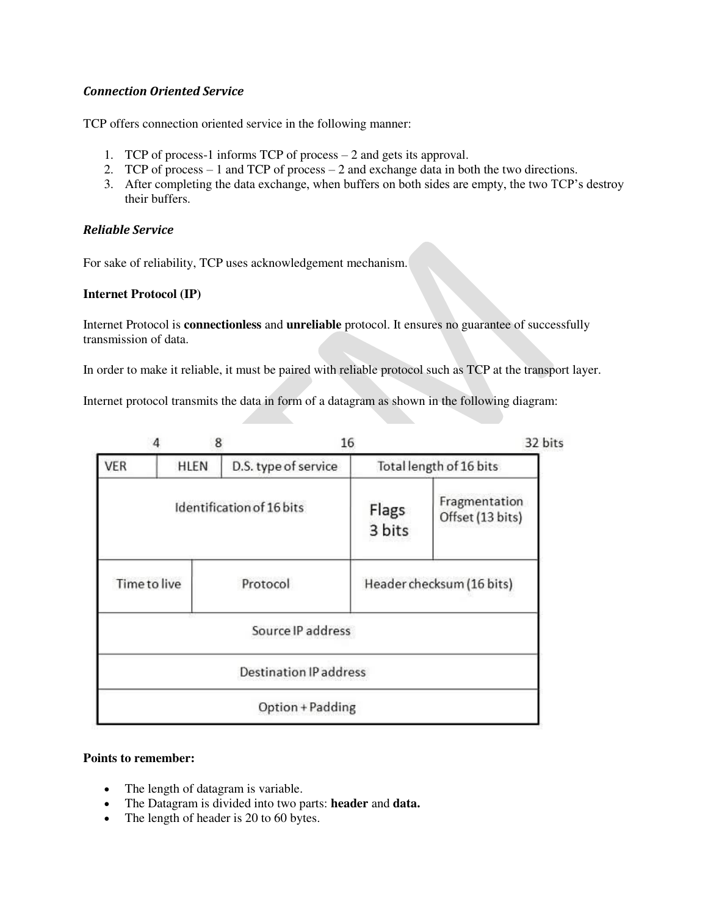***Connection Oriented Service***

TCP offers connection oriented service in the following manner:

1. TCP of process-1 informs TCP of process – 2 and gets its approval.
2. TCP of process – 1 and TCP of process – 2 and exchange data in both the two directions.
3. After completing the data exchange, when buffers on both sides are empty, the two TCP's destroy their buffers.

***Reliable Service***

For sake of reliability, TCP uses acknowledgement mechanism.

**Internet Protocol (IP)**

Internet Protocol is **connectionless** and **unreliable** protocol. It ensures no guarantee of successfully transmission of data.

In order to make it reliable, it must be paired with reliable protocol such as TCP at the transport layer.

Internet protocol transmits the data in form of a datagram as shown in the following diagram:

| 4 | 8 | 16 | | 32 bits |
|---|---|---|---|---|
| VER | HLEN | D.S. type of service | Total length of 16 bits | |
| Identification of 16 bits | | | Flags 3 bits | Fragmentation Offset (13 bits) |
| Time to live | Protocol | | Header checksum (16 bits) | |
| Source IP address | | | | |
| Destination IP address | | | | |
| Option + Padding | | | | |

**Points to remember:**

- The length of datagram is variable.
- The Datagram is divided into two parts: **header** and **data.**
- The length of header is 20 to 60 bytes.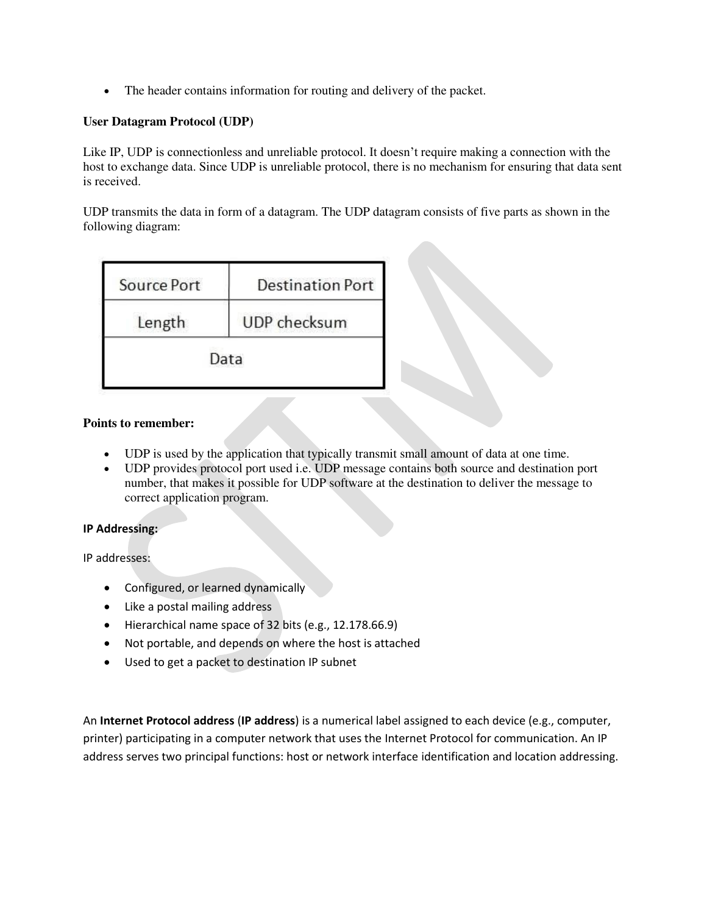- The header contains information for routing and delivery of the packet.

**User Datagram Protocol (UDP)**

Like IP, UDP is connectionless and unreliable protocol. It doesn't require making a connection with the host to exchange data. Since UDP is unreliable protocol, there is no mechanism for ensuring that data sent is received.

UDP transmits the data in form of a datagram. The UDP datagram consists of five parts as shown in the following diagram:

| Source Port | Destination Port |
|---|---|
| Length | UDP checksum |
| Data | |

**Points to remember:**

- UDP is used by the application that typically transmit small amount of data at one time.
- UDP provides protocol port used i.e. UDP message contains both source and destination port number, that makes it possible for UDP software at the destination to deliver the message to correct application program.

**IP Addressing:**

IP addresses:

- Configured, or learned dynamically
- Like a postal mailing address
- Hierarchical name space of 32 bits (e.g., 12.178.66.9)
- Not portable, and depends on where the host is attached
- Used to get a packet to destination IP subnet

An **Internet Protocol address** (**IP address**) is a numerical label assigned to each device (e.g., computer, printer) participating in a computer network that uses the Internet Protocol for communication. An IP address serves two principal functions: host or network interface identification and location addressing.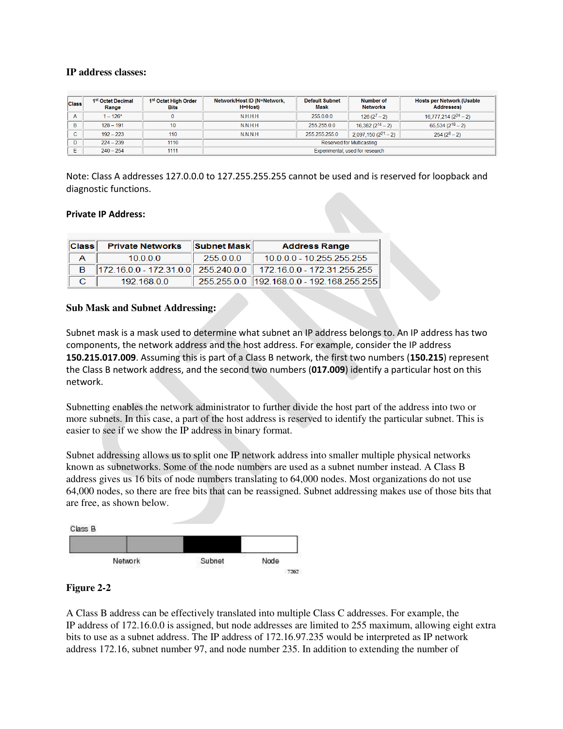**IP address classes:**

| Class | 1st Octet Decimal Range | 1st Octet High Order Bits | Network/Host ID (N=Network, H=Host) | Default Subnet Mask | Number of Networks | Hosts per Network (Usable Addresses) |
|---|---|---|---|---|---|---|
| A | 1 – 126* | 0 | N.H.H.H | 255.0.0.0 | 126 ($2^7$ – 2) | 16,777,214 ($2^{24}$ – 2) |
| B | 128 – 191 | 10 | N.N.H.H | 255.255.0.0 | 16,382 ($2^{14}$ – 2) | 65,534 ($2^{16}$ – 2) |
| C | 192 – 223 | 110 | N.N.N.H | 255.255.255.0 | 2,097,150 ($2^{21}$ – 2) | 254 ($2^8$ – 2) |
| D | 224 – 239 | 1110 | Reserved for Multicasting | | | |
| E | 240 – 254 | 1111 | Experimental; used for research | | | |

Note: Class A addresses 127.0.0.0 to 127.255.255.255 cannot be used and is reserved for loopback and diagnostic functions.

**Private IP Address:**

| Class | Private Networks | Subnet Mask | Address Range |
|---|---|---|---|
| A | 10.0.0.0 | 255.0.0.0 | 10.0.0.0 - 10.255.255.255 |
| B | 172.16.0.0 - 172.31.0.0 | 255.240.0.0 | 172.16.0.0 - 172.31.255.255 |
| C | 192.168.0.0 | 255.255.0.0 | 192.168.0.0 - 192.168.255.255 |

**Sub Mask and Subnet Addressing:**

Subnet mask is a mask used to determine what subnet an IP address belongs to. An IP address has two components, the network address and the host address. For example, consider the IP address **150.215.017.009**. Assuming this is part of a Class B network, the first two numbers (**150.215**) represent the Class B network address, and the second two numbers (**017.009**) identify a particular host on this network.

Subnetting enables the network administrator to further divide the host part of the address into two or more subnets. In this case, a part of the host address is reserved to identify the particular subnet. This is easier to see if we show the IP address in binary format.

Subnet addressing allows us to split one IP network address into smaller multiple physical networks known as subnetworks. Some of the node numbers are used as a subnet number instead. A Class B address gives us 16 bits of node numbers translating to 64,000 nodes. Most organizations do not use 64,000 nodes, so there are free bits that can be reassigned. Subnet addressing makes use of those bits that are free, as shown below.

Class B

Network | Subnet | Node

**Figure 2-2**

A Class B address can be effectively translated into multiple Class C addresses. For example, the IP address of 172.16.0.0 is assigned, but node addresses are limited to 255 maximum, allowing eight extra bits to use as a subnet address. The IP address of 172.16.97.235 would be interpreted as IP network address 172.16, subnet number 97, and node number 235. In addition to extending the number of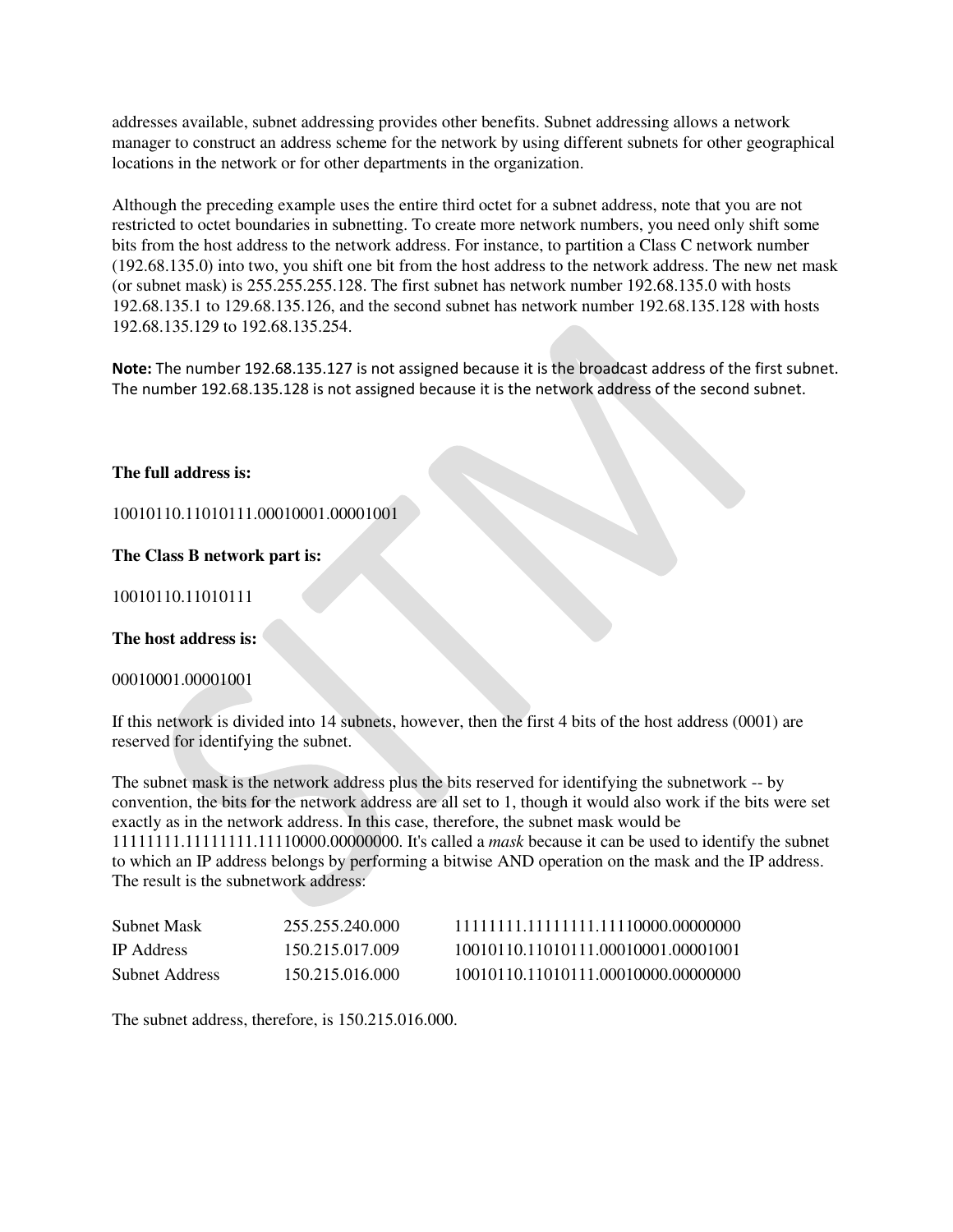addresses available, subnet addressing provides other benefits. Subnet addressing allows a network manager to construct an address scheme for the network by using different subnets for other geographical locations in the network or for other departments in the organization.

Although the preceding example uses the entire third octet for a subnet address, note that you are not restricted to octet boundaries in subnetting. To create more network numbers, you need only shift some bits from the host address to the network address. For instance, to partition a Class C network number (192.68.135.0) into two, you shift one bit from the host address to the network address. The new net mask (or subnet mask) is 255.255.255.128. The first subnet has network number 192.68.135.0 with hosts 192.68.135.1 to 129.68.135.126, and the second subnet has network number 192.68.135.128 with hosts 192.68.135.129 to 192.68.135.254.

**Note:** The number 192.68.135.127 is not assigned because it is the broadcast address of the first subnet. The number 192.68.135.128 is not assigned because it is the network address of the second subnet.

**The full address is:**

10010110.11010111.00010001.00001001

**The Class B network part is:**

10010110.11010111

**The host address is:**

00010001.00001001

If this network is divided into 14 subnets, however, then the first 4 bits of the host address (0001) are reserved for identifying the subnet.

The subnet mask is the network address plus the bits reserved for identifying the subnetwork -- by convention, the bits for the network address are all set to 1, though it would also work if the bits were set exactly as in the network address. In this case, therefore, the subnet mask would be 11111111.11111111.11110000.00000000. It's called a *mask* because it can be used to identify the subnet to which an IP address belongs by performing a bitwise AND operation on the mask and the IP address. The result is the subnetwork address:

| | | |
|---|---|---|
| Subnet Mask | 255.255.240.000 | 11111111.11111111.11110000.00000000 |
| IP Address | 150.215.017.009 | 10010110.11010111.00010001.00001001 |
| Subnet Address | 150.215.016.000 | 10010110.11010111.00010000.00000000 |

The subnet address, therefore, is 150.215.016.000.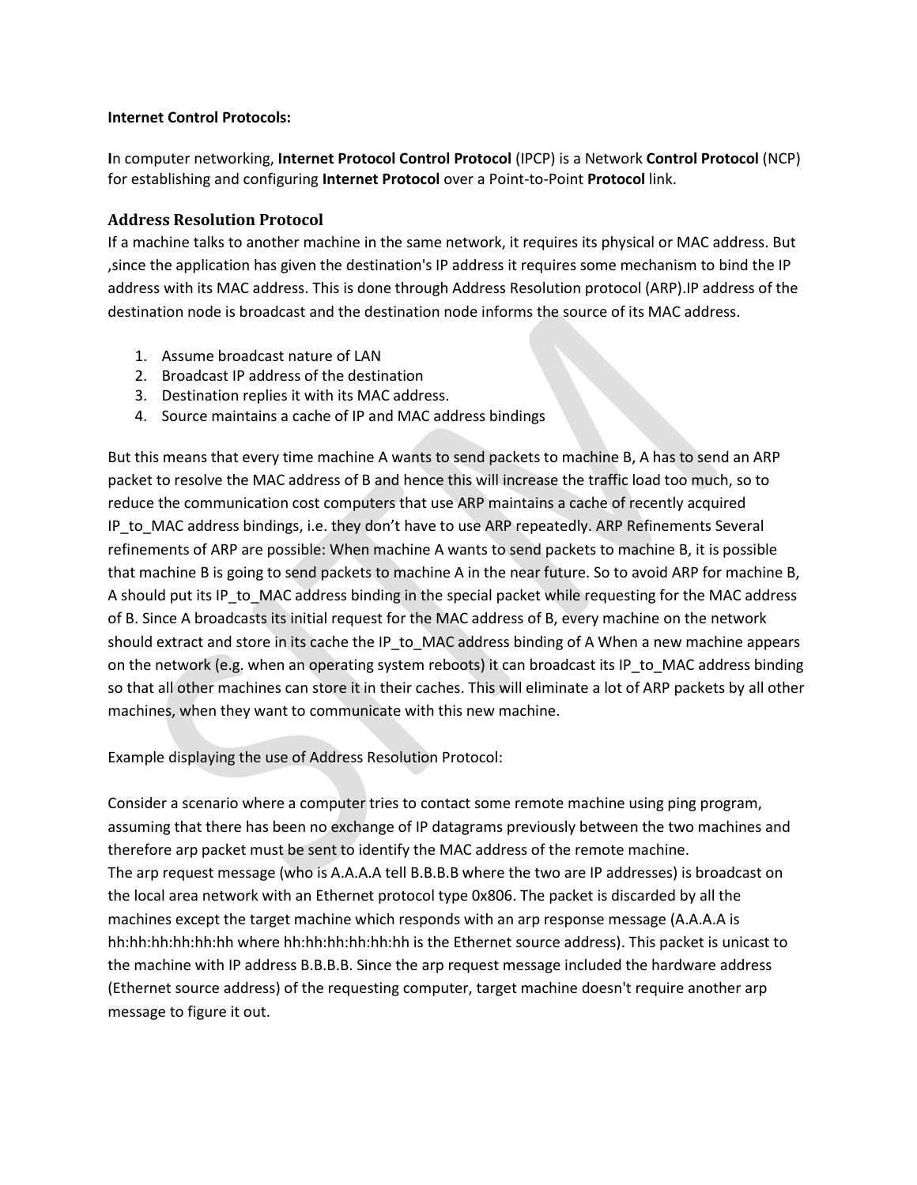**Internet Control Protocols:**

**I**n computer networking, **Internet Protocol Control Protocol** (IPCP) is a Network **Control Protocol** (NCP) for establishing and configuring **Internet Protocol** over a Point-to-Point **Protocol** link.

### Address Resolution Protocol

If a machine talks to another machine in the same network, it requires its physical or MAC address. But ,since the application has given the destination's IP address it requires some mechanism to bind the IP address with its MAC address. This is done through Address Resolution protocol (ARP).IP address of the destination node is broadcast and the destination node informs the source of its MAC address.

1. Assume broadcast nature of LAN
2. Broadcast IP address of the destination
3. Destination replies it with its MAC address.
4. Source maintains a cache of IP and MAC address bindings

But this means that every time machine A wants to send packets to machine B, A has to send an ARP packet to resolve the MAC address of B and hence this will increase the traffic load too much, so to reduce the communication cost computers that use ARP maintains a cache of recently acquired IP_to_MAC address bindings, i.e. they don't have to use ARP repeatedly. ARP Refinements Several refinements of ARP are possible: When machine A wants to send packets to machine B, it is possible that machine B is going to send packets to machine A in the near future. So to avoid ARP for machine B, A should put its IP_to_MAC address binding in the special packet while requesting for the MAC address of B. Since A broadcasts its initial request for the MAC address of B, every machine on the network should extract and store in its cache the IP_to_MAC address binding of A When a new machine appears on the network (e.g. when an operating system reboots) it can broadcast its IP_to_MAC address binding so that all other machines can store it in their caches. This will eliminate a lot of ARP packets by all other machines, when they want to communicate with this new machine.

Example displaying the use of Address Resolution Protocol:

Consider a scenario where a computer tries to contact some remote machine using ping program, assuming that there has been no exchange of IP datagrams previously between the two machines and therefore arp packet must be sent to identify the MAC address of the remote machine.
The arp request message (who is A.A.A.A tell B.B.B.B where the two are IP addresses) is broadcast on the local area network with an Ethernet protocol type 0x806. The packet is discarded by all the machines except the target machine which responds with an arp response message (A.A.A.A is hh:hh:hh:hh:hh:hh where hh:hh:hh:hh:hh:hh is the Ethernet source address). This packet is unicast to the machine with IP address B.B.B.B. Since the arp request message included the hardware address (Ethernet source address) of the requesting computer, target machine doesn't require another arp message to figure it out.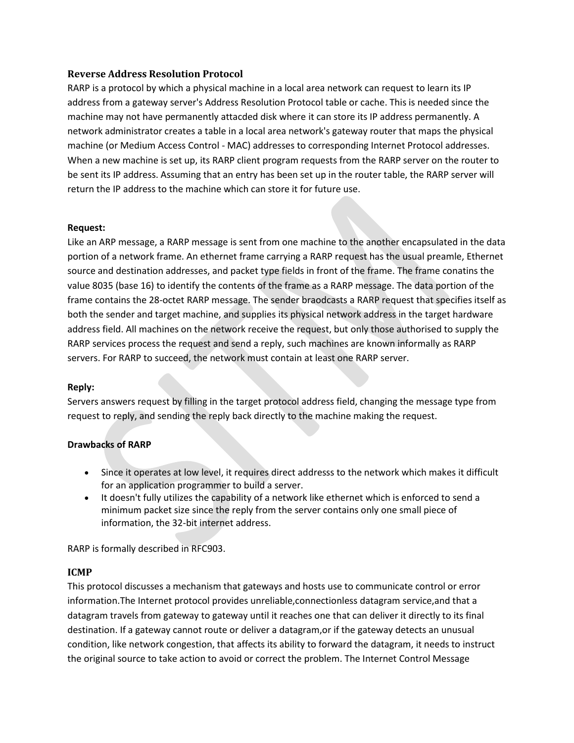## Reverse Address Resolution Protocol

RARP is a protocol by which a physical machine in a local area network can request to learn its IP address from a gateway server's Address Resolution Protocol table or cache. This is needed since the machine may not have permanently attacded disk where it can store its IP address permanently. A network administrator creates a table in a local area network's gateway router that maps the physical machine (or Medium Access Control - MAC) addresses to corresponding Internet Protocol addresses. When a new machine is set up, its RARP client program requests from the RARP server on the router to be sent its IP address. Assuming that an entry has been set up in the router table, the RARP server will return the IP address to the machine which can store it for future use.

**Request:**

Like an ARP message, a RARP message is sent from one machine to the another encapsulated in the data portion of a network frame. An ethernet frame carrying a RARP request has the usual preamle, Ethernet source and destination addresses, and packet type fields in front of the frame. The frame conatins the value 8035 (base 16) to identify the contents of the frame as a RARP message. The data portion of the frame contains the 28-octet RARP message. The sender braodcasts a RARP request that specifies itself as both the sender and target machine, and supplies its physical network address in the target hardware address field. All machines on the network receive the request, but only those authorised to supply the RARP services process the request and send a reply, such machines are known informally as RARP servers. For RARP to succeed, the network must contain at least one RARP server.

**Reply:**

Servers answers request by filling in the target protocol address field, changing the message type from request to reply, and sending the reply back directly to the machine making the request.

**Drawbacks of RARP**

- Since it operates at low level, it requires direct addresss to the network which makes it difficult for an application programmer to build a server.
- It doesn't fully utilizes the capability of a network like ethernet which is enforced to send a minimum packet size since the reply from the server contains only one small piece of information, the 32-bit internet address.

RARP is formally described in RFC903.

## ICMP

This protocol discusses a mechanism that gateways and hosts use to communicate control or error information.The Internet protocol provides unreliable,connectionless datagram service,and that a datagram travels from gateway to gateway until it reaches one that can deliver it directly to its final destination. If a gateway cannot route or deliver a datagram,or if the gateway detects an unusual condition, like network congestion, that affects its ability to forward the datagram, it needs to instruct the original source to take action to avoid or correct the problem. The Internet Control Message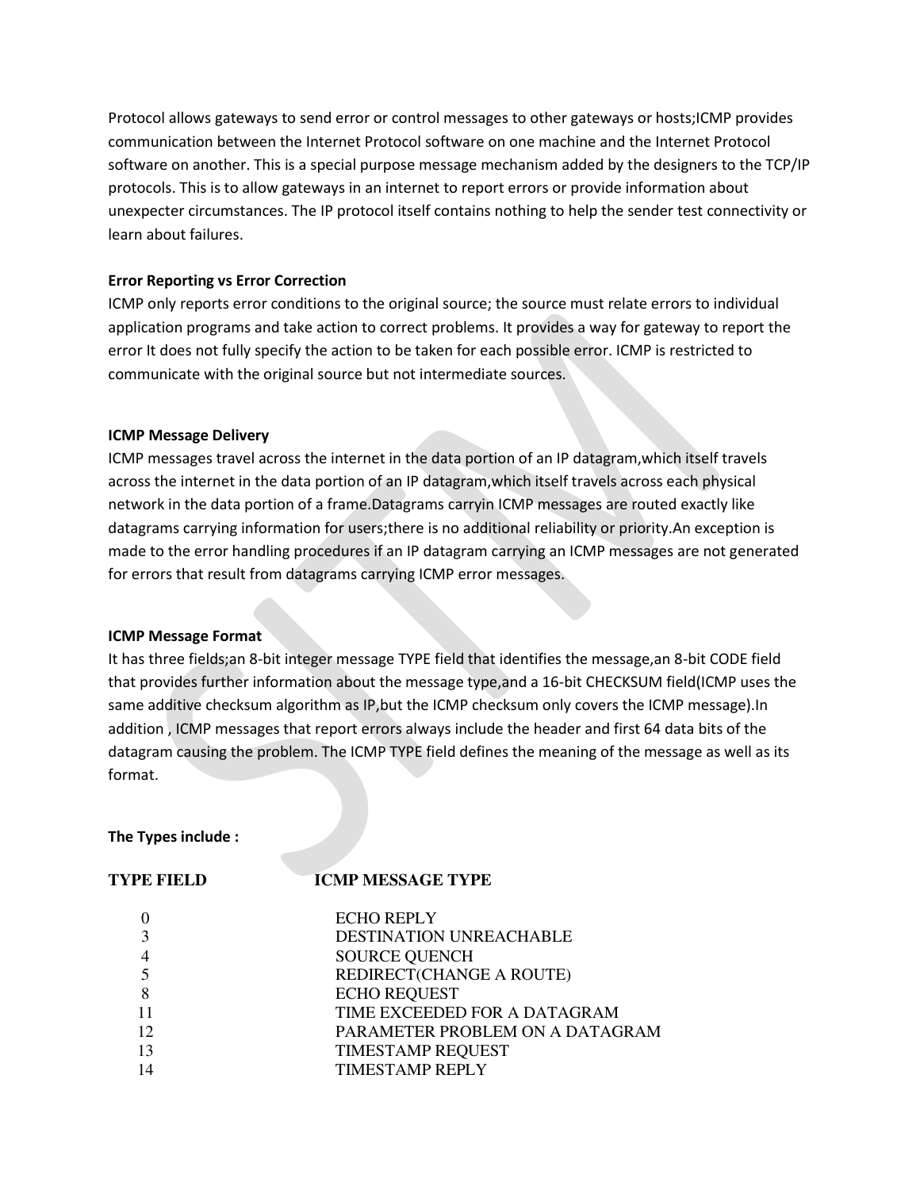Protocol allows gateways to send error or control messages to other gateways or hosts;ICMP provides communication between the Internet Protocol software on one machine and the Internet Protocol software on another. This is a special purpose message mechanism added by the designers to the TCP/IP protocols. This is to allow gateways in an internet to report errors or provide information about unexpecter circumstances. The IP protocol itself contains nothing to help the sender test connectivity or learn about failures.

**Error Reporting vs Error Correction**

ICMP only reports error conditions to the original source; the source must relate errors to individual application programs and take action to correct problems. It provides a way for gateway to report the error It does not fully specify the action to be taken for each possible error. ICMP is restricted to communicate with the original source but not intermediate sources.

**ICMP Message Delivery**

ICMP messages travel across the internet in the data portion of an IP datagram,which itself travels across the internet in the data portion of an IP datagram,which itself travels across each physical network in the data portion of a frame.Datagrams carryin ICMP messages are routed exactly like datagrams carrying information for users;there is no additional reliability or priority.An exception is made to the error handling procedures if an IP datagram carrying an ICMP messages are not generated for errors that result from datagrams carrying ICMP error messages.

**ICMP Message Format**

It has three fields;an 8-bit integer message TYPE field that identifies the message,an 8-bit CODE field that provides further information about the message type,and a 16-bit CHECKSUM field(ICMP uses the same additive checksum algorithm as IP,but the ICMP checksum only covers the ICMP message).In addition , ICMP messages that report errors always include the header and first 64 data bits of the datagram causing the problem. The ICMP TYPE field defines the meaning of the message as well as its format.

**The Types include :**

| TYPE FIELD | ICMP MESSAGE TYPE |
|---|---|
| 0 | ECHO REPLY |
| 3 | DESTINATION UNREACHABLE |
| 4 | SOURCE QUENCH |
| 5 | REDIRECT(CHANGE A ROUTE) |
| 8 | ECHO REQUEST |
| 11 | TIME EXCEEDED FOR A DATAGRAM |
| 12 | PARAMETER PROBLEM ON A DATAGRAM |
| 13 | TIMESTAMP REQUEST |
| 14 | TIMESTAMP REPLY |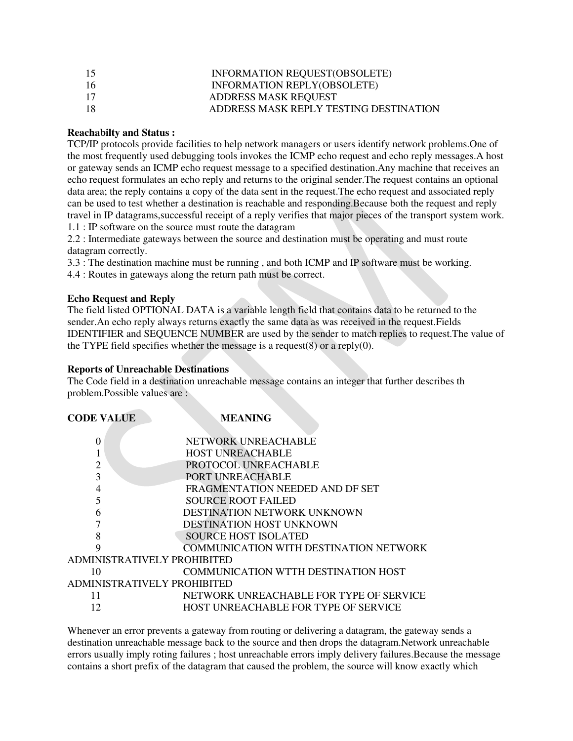| | |
|---|---|
| 15 | INFORMATION REQUEST(OBSOLETE) |
| 16 | INFORMATION REPLY(OBSOLETE) |
| 17 | ADDRESS MASK REQUEST |
| 18 | ADDRESS MASK REPLY TESTING DESTINATION |

**Reachabilty and Status :**

TCP/IP protocols provide facilities to help network managers or users identify network problems.One of the most frequently used debugging tools invokes the ICMP echo request and echo reply messages.A host or gateway sends an ICMP echo request message to a specified destination.Any machine that receives an echo request formulates an echo reply and returns to the original sender.The request contains an optional data area; the reply contains a copy of the data sent in the request.The echo request and associated reply can be used to test whether a destination is reachable and responding.Because both the request and reply travel in IP datagrams,successful receipt of a reply verifies that major pieces of the transport system work.

1.1 : IP software on the source must route the datagram

2.2 : Intermediate gateways between the source and destination must be operating and must route datagram correctly.

3.3 : The destination machine must be running , and both ICMP and IP software must be working.

4.4 : Routes in gateways along the return path must be correct.

**Echo Request and Reply**

The field listed OPTIONAL DATA is a variable length field that contains data to be returned to the sender.An echo reply always returns exactly the same data as was received in the request.Fields IDENTIFIER and SEQUENCE NUMBER are used by the sender to match replies to request.The value of the TYPE field specifies whether the message is a request(8) or a reply(0).

**Reports of Unreachable Destinations**

The Code field in a destination unreachable message contains an integer that further describes th problem.Possible values are :

| **CODE VALUE** | **MEANING** |
|---|---|
| 0 | NETWORK UNREACHABLE |
| 1 | HOST UNREACHABLE |
| 2 | PROTOCOL UNREACHABLE |
| 3 | PORT UNREACHABLE |
| 4 | FRAGMENTATION NEEDED AND DF SET |
| 5 | SOURCE ROOT FAILED |
| 6 | DESTINATION NETWORK UNKNOWN |
| 7 | DESTINATION HOST UNKNOWN |
| 8 | SOURCE HOST ISOLATED |
| 9 | COMMUNICATION WITH DESTINATION NETWORK ADMINISTRATIVELY PROHIBITED |
| 10 | COMMUNICATION WTTH DESTINATION HOST ADMINISTRATIVELY PROHIBITED |
| 11 | NETWORK UNREACHABLE FOR TYPE OF SERVICE |
| 12 | HOST UNREACHABLE FOR TYPE OF SERVICE |

Whenever an error prevents a gateway from routing or delivering a datagram, the gateway sends a destination unreachable message back to the source and then drops the datagram.Network unreachable errors usually imply roting failures ; host unreachable errors imply delivery failures.Because the message contains a short prefix of the datagram that caused the problem, the source will know exactly which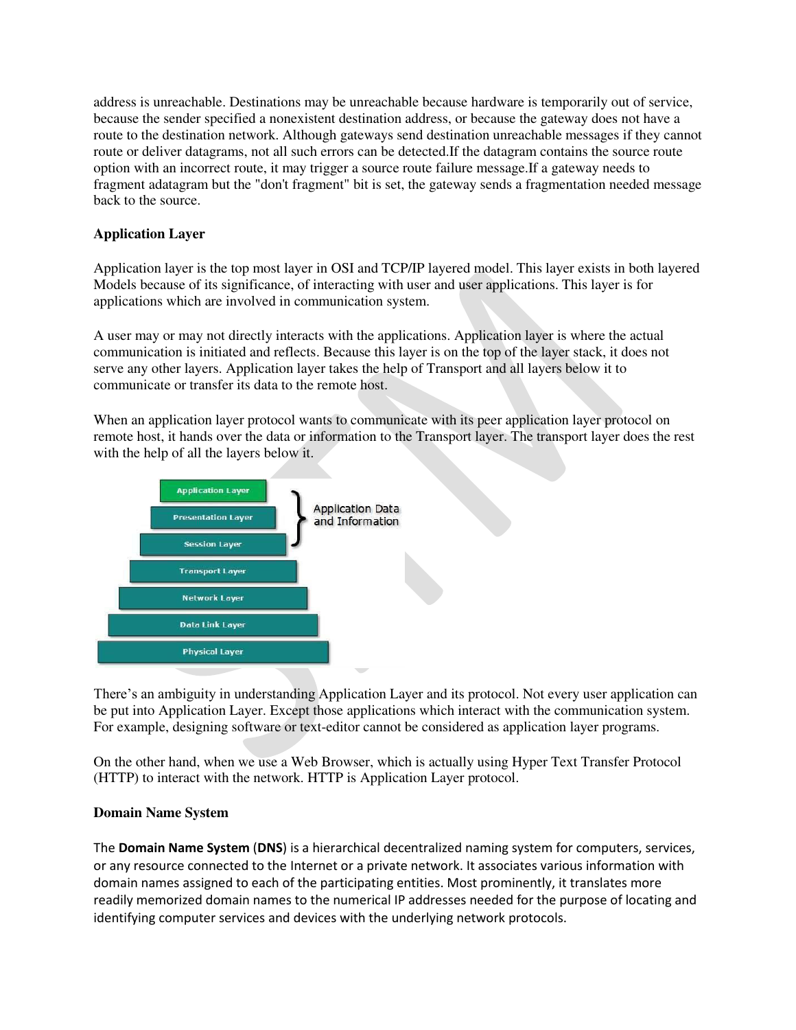address is unreachable. Destinations may be unreachable because hardware is temporarily out of service, because the sender specified a nonexistent destination address, or because the gateway does not have a route to the destination network. Although gateways send destination unreachable messages if they cannot route or deliver datagrams, not all such errors can be detected.If the datagram contains the source route option with an incorrect route, it may trigger a source route failure message.If a gateway needs to fragment adatagram but the "don't fragment" bit is set, the gateway sends a fragmentation needed message back to the source.

**Application Layer**

Application layer is the top most layer in OSI and TCP/IP layered model. This layer exists in both layered Models because of its significance, of interacting with user and user applications. This layer is for applications which are involved in communication system.

A user may or may not directly interacts with the applications. Application layer is where the actual communication is initiated and reflects. Because this layer is on the top of the layer stack, it does not serve any other layers. Application layer takes the help of Transport and all layers below it to communicate or transfer its data to the remote host.

When an application layer protocol wants to communicate with its peer application layer protocol on remote host, it hands over the data or information to the Transport layer. The transport layer does the rest with the help of all the layers below it.

- Application Layer
- Presentation Layer
- Session Layer
- Transport Layer
- Network Layer
- Data Link Layer
- Physical Layer

Application Data and Information

There's an ambiguity in understanding Application Layer and its protocol. Not every user application can be put into Application Layer. Except those applications which interact with the communication system. For example, designing software or text-editor cannot be considered as application layer programs.

On the other hand, when we use a Web Browser, which is actually using Hyper Text Transfer Protocol (HTTP) to interact with the network. HTTP is Application Layer protocol.

**Domain Name System**

The **Domain Name System** (**DNS**) is a hierarchical decentralized naming system for computers, services, or any resource connected to the Internet or a private network. It associates various information with domain names assigned to each of the participating entities. Most prominently, it translates more readily memorized domain names to the numerical IP addresses needed for the purpose of locating and identifying computer services and devices with the underlying network protocols.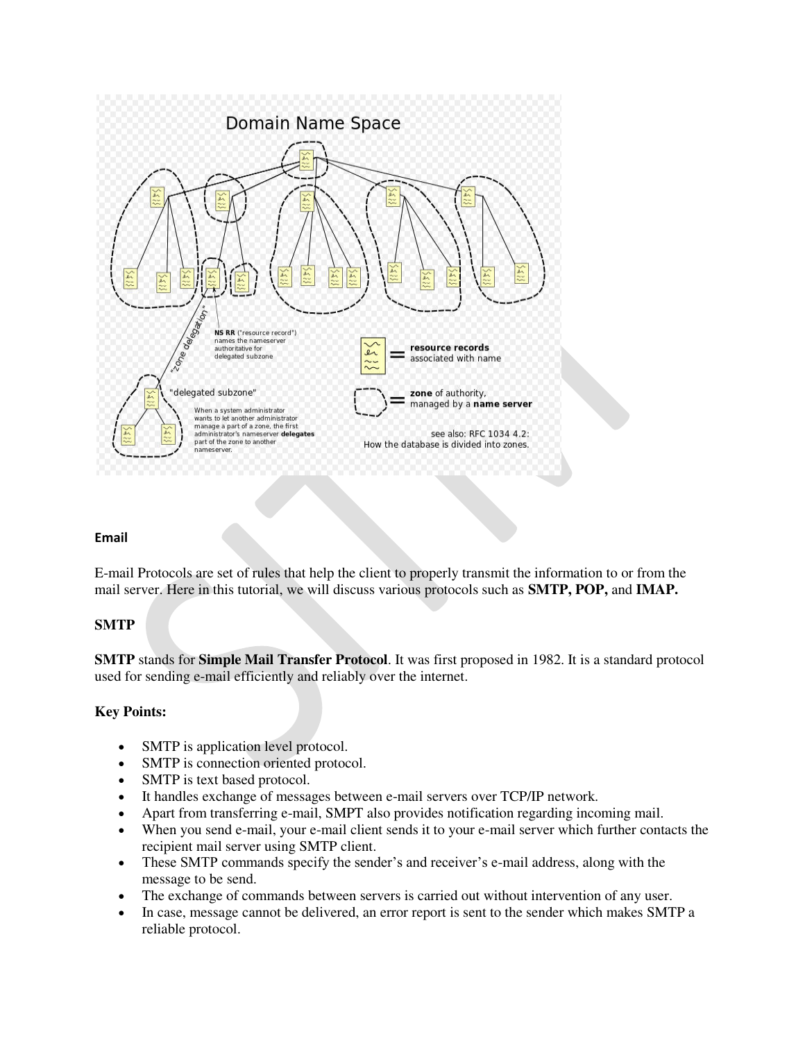## Email

E-mail Protocols are set of rules that help the client to properly transmit the information to or from the mail server. Here in this tutorial, we will discuss various protocols such as **SMTP, POP,** and **IMAP.**

### SMTP

**SMTP** stands for **Simple Mail Transfer Protocol**. It was first proposed in 1982. It is a standard protocol used for sending e-mail efficiently and reliably over the internet.

**Key Points:**

- SMTP is application level protocol.
- SMTP is connection oriented protocol.
- SMTP is text based protocol.
- It handles exchange of messages between e-mail servers over TCP/IP network.
- Apart from transferring e-mail, SMPT also provides notification regarding incoming mail.
- When you send e-mail, your e-mail client sends it to your e-mail server which further contacts the recipient mail server using SMTP client.
- These SMTP commands specify the sender's and receiver's e-mail address, along with the message to be send.
- The exchange of commands between servers is carried out without intervention of any user.
- In case, message cannot be delivered, an error report is sent to the sender which makes SMTP a reliable protocol.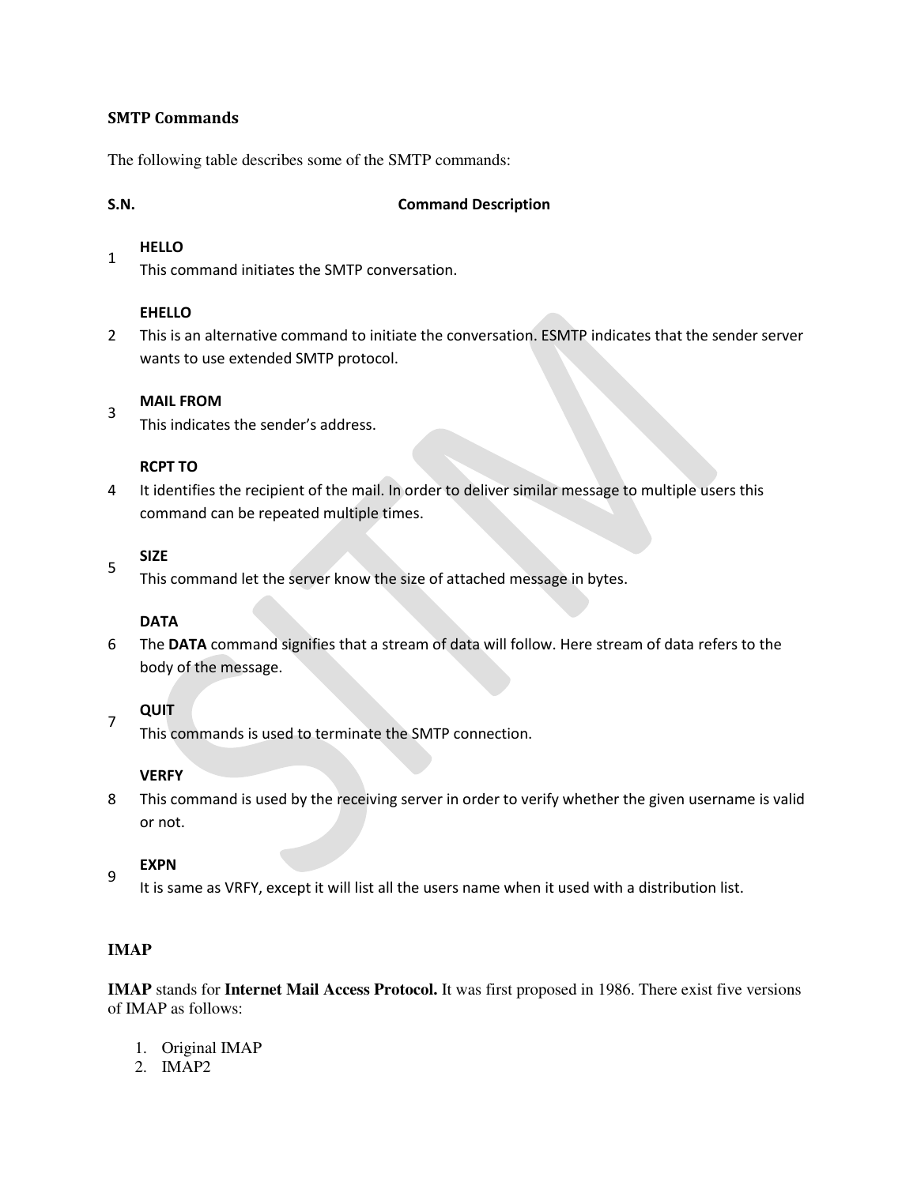### SMTP Commands

The following table describes some of the SMTP commands:

| S.N. | Command Description |
| --- | --- |
| 1 | **HELLO**<br>This command initiates the SMTP conversation. |
| 2 | **EHELLO**<br>This is an alternative command to initiate the conversation. ESMTP indicates that the sender server wants to use extended SMTP protocol. |
| 3 | **MAIL FROM**<br>This indicates the sender's address. |
| 4 | **RCPT TO**<br>It identifies the recipient of the mail. In order to deliver similar message to multiple users this command can be repeated multiple times. |
| 5 | **SIZE**<br>This command let the server know the size of attached message in bytes. |
| 6 | **DATA**<br>The **DATA** command signifies that a stream of data will follow. Here stream of data refers to the body of the message. |
| 7 | **QUIT**<br>This commands is used to terminate the SMTP connection. |
| 8 | **VERFY**<br>This command is used by the receiving server in order to verify whether the given username is valid or not. |
| 9 | **EXPN**<br>It is same as VRFY, except it will list all the users name when it used with a distribution list. |

### IMAP

**IMAP** stands for **Internet Mail Access Protocol.** It was first proposed in 1986. There exist five versions of IMAP as follows:

1. Original IMAP
2. IMAP2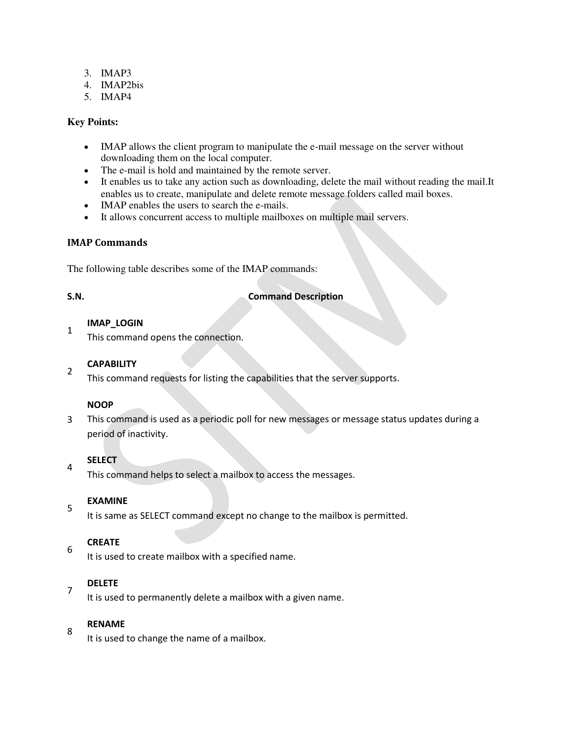3. IMAP3
4. IMAP2bis
5. IMAP4

**Key Points:**

- IMAP allows the client program to manipulate the e-mail message on the server without downloading them on the local computer.
- The e-mail is hold and maintained by the remote server.
- It enables us to take any action such as downloading, delete the mail without reading the mail.It enables us to create, manipulate and delete remote message folders called mail boxes.
- IMAP enables the users to search the e-mails.
- It allows concurrent access to multiple mailboxes on multiple mail servers.

## IMAP Commands

The following table describes some of the IMAP commands:

| S.N. | Command Description |
|---|---|
| 1 | **IMAP_LOGIN**<br>This command opens the connection. |
| 2 | **CAPABILITY**<br>This command requests for listing the capabilities that the server supports. |
| 3 | **NOOP**<br>This command is used as a periodic poll for new messages or message status updates during a period of inactivity. |
| 4 | **SELECT**<br>This command helps to select a mailbox to access the messages. |
| 5 | **EXAMINE**<br>It is same as SELECT command except no change to the mailbox is permitted. |
| 6 | **CREATE**<br>It is used to create mailbox with a specified name. |
| 7 | **DELETE**<br>It is used to permanently delete a mailbox with a given name. |
| 8 | **RENAME**<br>It is used to change the name of a mailbox. |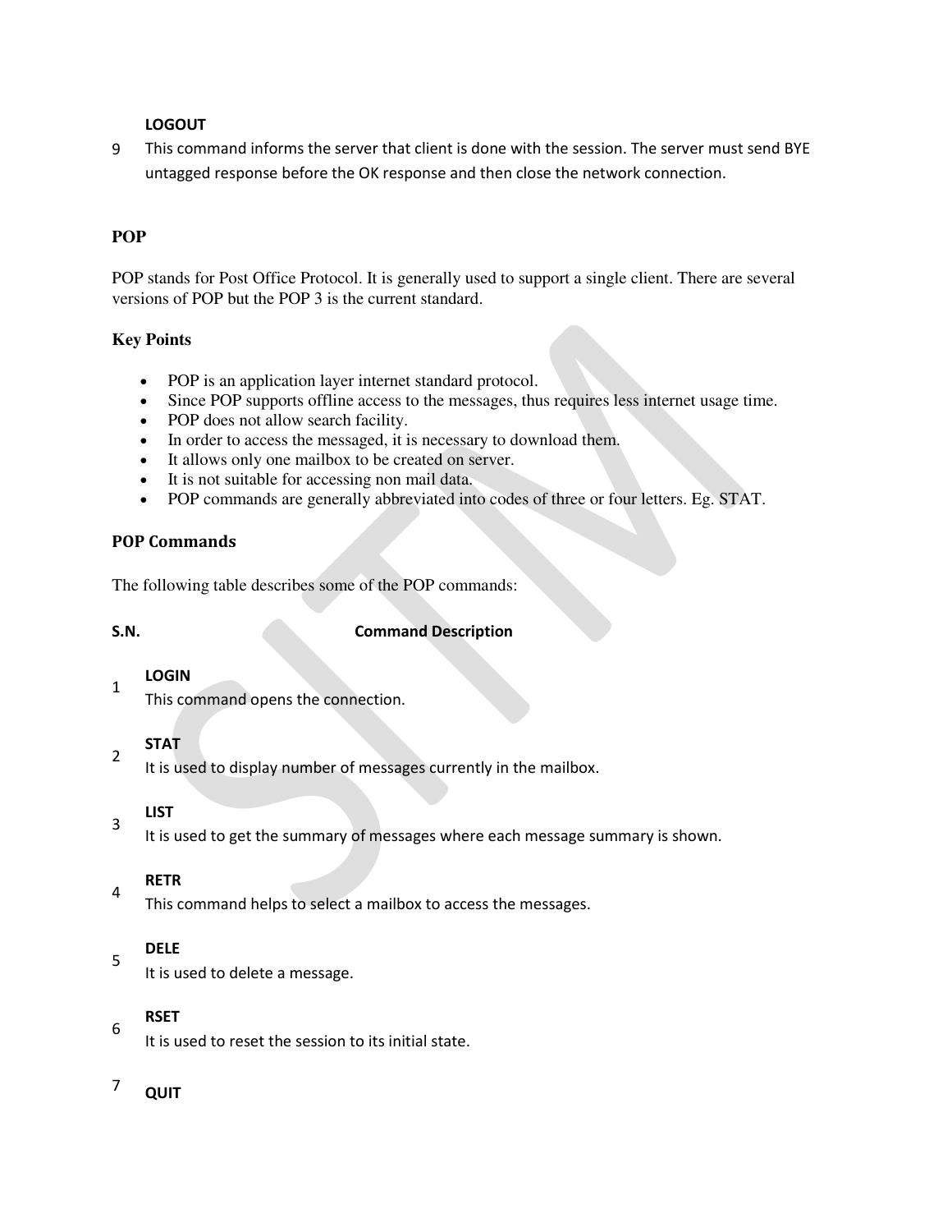| | |
|---|---|
| 9 | **LOGOUT**<br>This command informs the server that client is done with the session. The server must send BYE untagged response before the OK response and then close the network connection. |

## POP

POP stands for Post Office Protocol. It is generally used to support a single client. There are several versions of POP but the POP 3 is the current standard.

### Key Points

- POP is an application layer internet standard protocol.
- Since POP supports offline access to the messages, thus requires less internet usage time.
- POP does not allow search facility.
- In order to access the messaged, it is necessary to download them.
- It allows only one mailbox to be created on server.
- It is not suitable for accessing non mail data.
- POP commands are generally abbreviated into codes of three or four letters. Eg. STAT.

### POP Commands

The following table describes some of the POP commands:

| S.N. | Command Description |
|---|---|
| 1 | **LOGIN**<br>This command opens the connection. |
| 2 | **STAT**<br>It is used to display number of messages currently in the mailbox. |
| 3 | **LIST**<br>It is used to get the summary of messages where each message summary is shown. |
| 4 | **RETR**<br>This command helps to select a mailbox to access the messages. |
| 5 | **DELE**<br>It is used to delete a message. |
| 6 | **RSET**<br>It is used to reset the session to its initial state. |
| 7 | **QUIT** |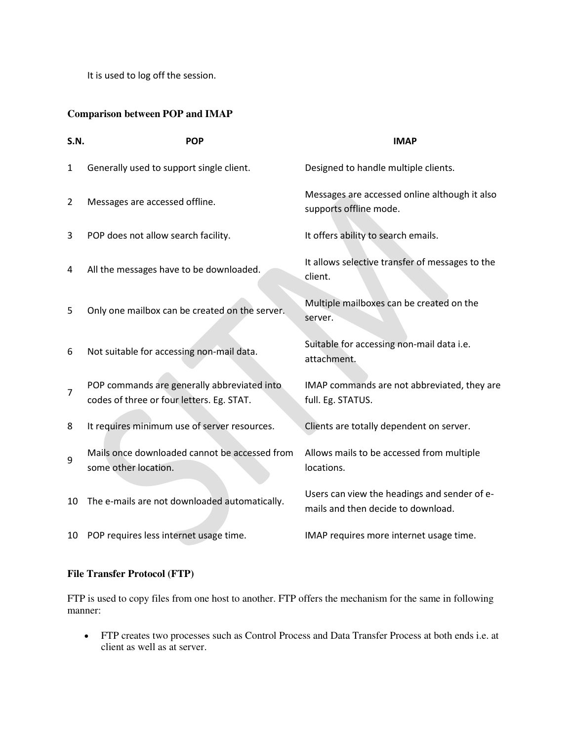It is used to log off the session.

### Comparison between POP and IMAP

| S.N. | POP | IMAP |
|---|---|---|
| 1 | Generally used to support single client. | Designed to handle multiple clients. |
| 2 | Messages are accessed offline. | Messages are accessed online although it also supports offline mode. |
| 3 | POP does not allow search facility. | It offers ability to search emails. |
| 4 | All the messages have to be downloaded. | It allows selective transfer of messages to the client. |
| 5 | Only one mailbox can be created on the server. | Multiple mailboxes can be created on the server. |
| 6 | Not suitable for accessing non-mail data. | Suitable for accessing non-mail data i.e. attachment. |
| 7 | POP commands are generally abbreviated into codes of three or four letters. Eg. STAT. | IMAP commands are not abbreviated, they are full. Eg. STATUS. |
| 8 | It requires minimum use of server resources. | Clients are totally dependent on server. |
| 9 | Mails once downloaded cannot be accessed from some other location. | Allows mails to be accessed from multiple locations. |
| 10 | The e-mails are not downloaded automatically. | Users can view the headings and sender of e-mails and then decide to download. |
| 10 | POP requires less internet usage time. | IMAP requires more internet usage time. |

### File Transfer Protocol (FTP)

FTP is used to copy files from one host to another. FTP offers the mechanism for the same in following manner:

- FTP creates two processes such as Control Process and Data Transfer Process at both ends i.e. at client as well as at server.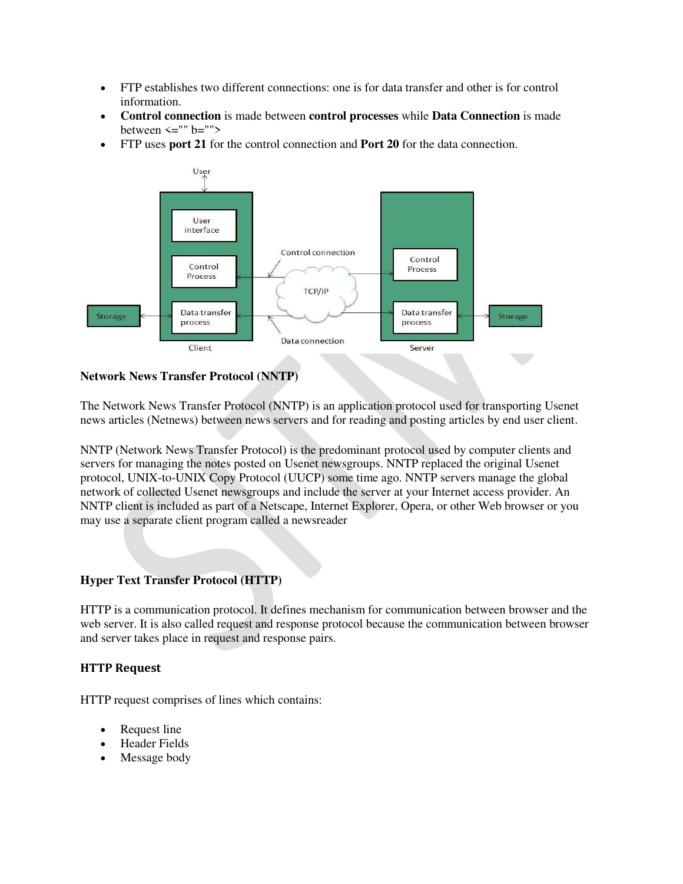- FTP establishes two different connections: one is for data transfer and other is for control information.
- **Control connection** is made between **control processes** while **Data Connection** is made between <="" b="">
- FTP uses **port 21** for the control connection and **Port 20** for the data connection.

**Network News Transfer Protocol (NNTP)**

The Network News Transfer Protocol (NNTP) is an application protocol used for transporting Usenet news articles (Netnews) between news servers and for reading and posting articles by end user client.

NNTP (Network News Transfer Protocol) is the predominant protocol used by computer clients and servers for managing the notes posted on Usenet newsgroups. NNTP replaced the original Usenet protocol, UNIX-to-UNIX Copy Protocol (UUCP) some time ago. NNTP servers manage the global network of collected Usenet newsgroups and include the server at your Internet access provider. An NNTP client is included as part of a Netscape, Internet Explorer, Opera, or other Web browser or you may use a separate client program called a newsreader

**Hyper Text Transfer Protocol (HTTP)**

HTTP is a communication protocol. It defines mechanism for communication between browser and the web server. It is also called request and response protocol because the communication between browser and server takes place in request and response pairs.

**HTTP Request**

HTTP request comprises of lines which contains:

- Request line
- Header Fields
- Message body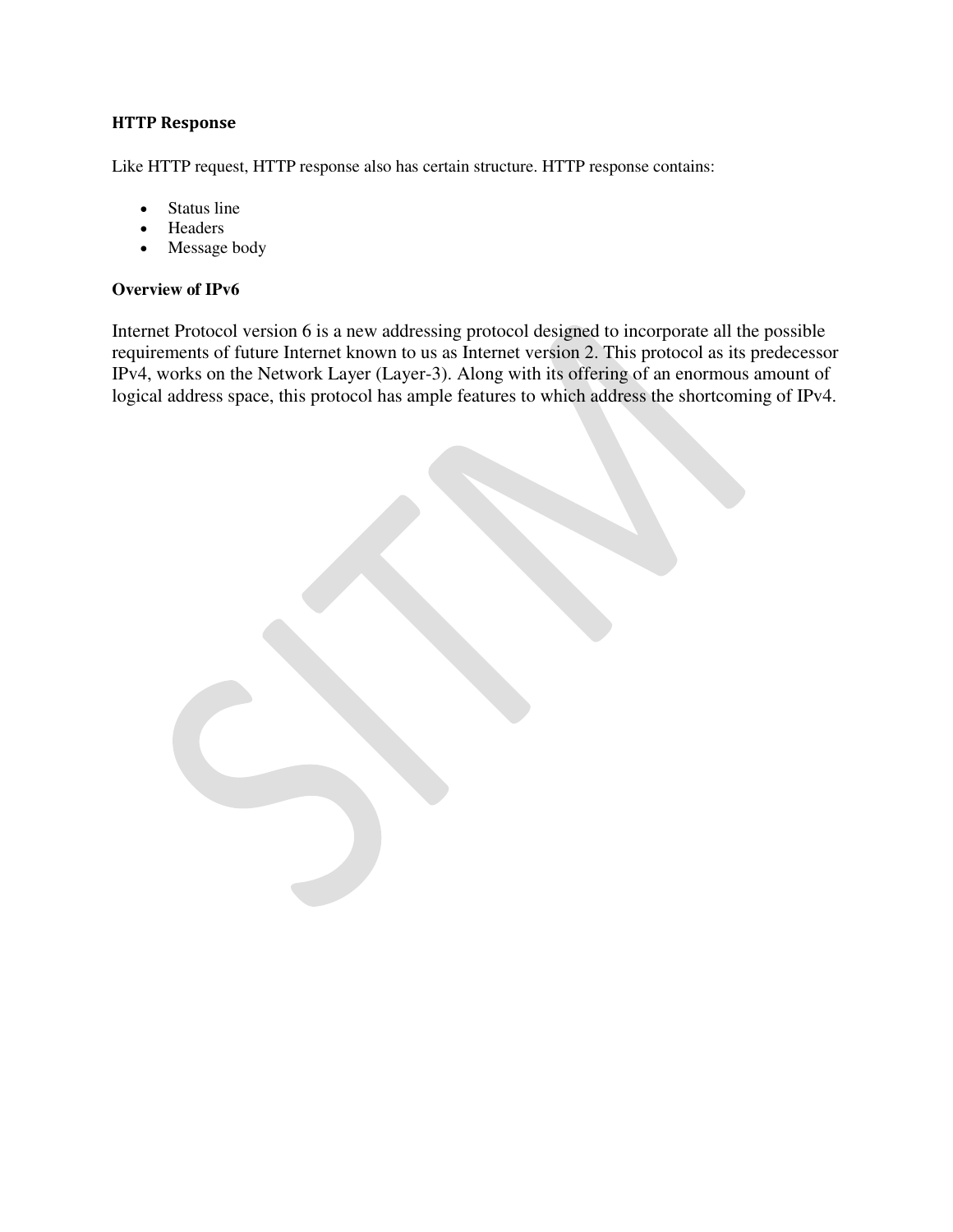### HTTP Response

Like HTTP request, HTTP response also has certain structure. HTTP response contains:

- Status line
- Headers
- Message body

### Overview of IPv6

Internet Protocol version 6 is a new addressing protocol designed to incorporate all the possible requirements of future Internet known to us as Internet version 2. This protocol as its predecessor IPv4, works on the Network Layer (Layer-3). Along with its offering of an enormous amount of logical address space, this protocol has ample features to which address the shortcoming of IPv4.